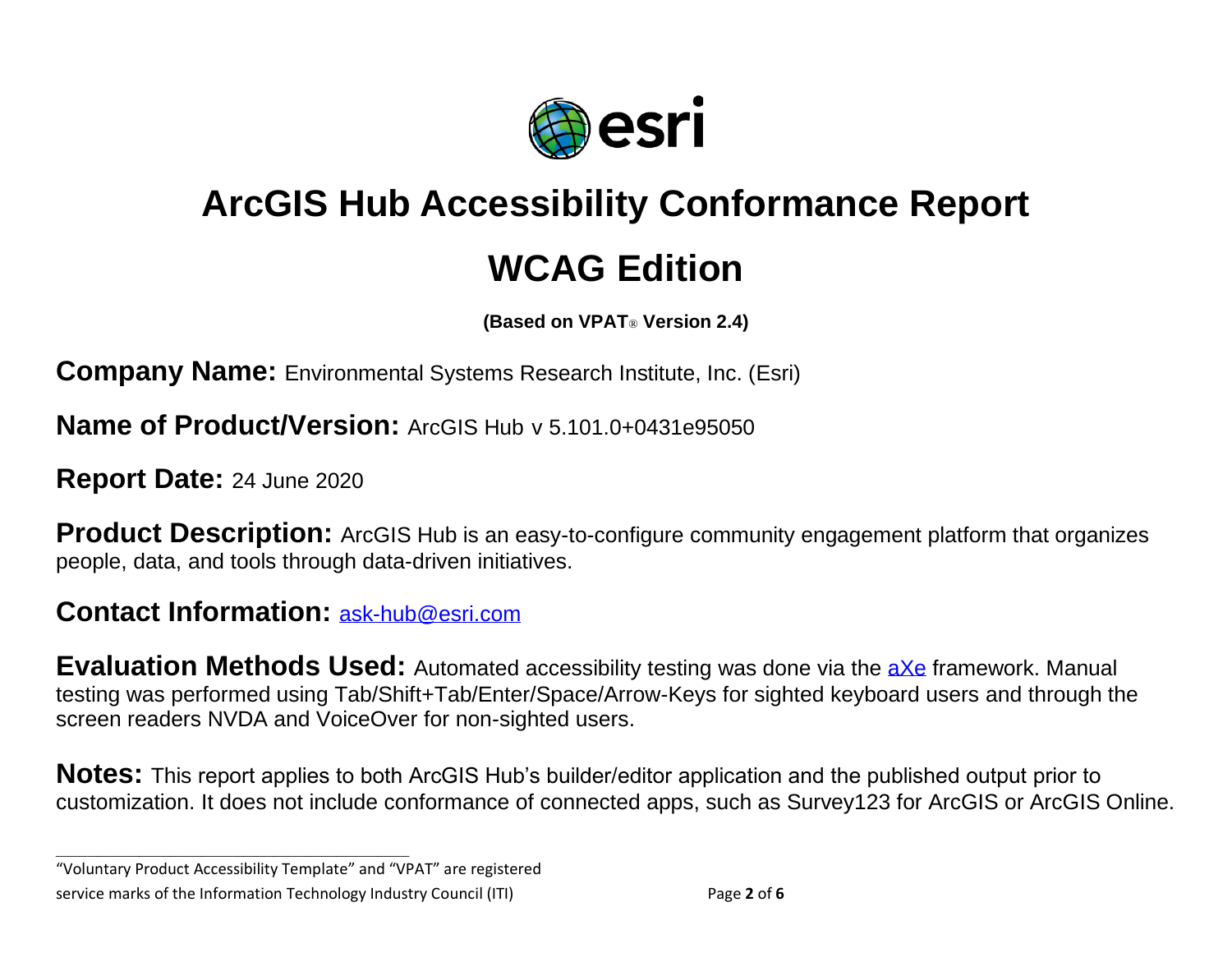# ArcGIS Hub Accessibility Conformance Report

# WCAG Edition

**(Based on VPAT® Version 2.4)**

**Company Name:** Environmental Systems Research Institute, Inc. (Esri)

**Name of Product/Version:** ArcGIS Hub v 5.101.0+0431e95050

**Report Date:** 24 June 2020

**Product Description:** ArcGIS Hub is an easy-to-configure community engagement platform that organizes people, data, and tools through data-driven initiatives.

**Contact Information:** [ask-hub@esri.com](mailto:ask-hub@esri.com)

**Evaluation Methods Used:** Automated accessibility testing was done via the aXe framework. Manual testing was performed using Tab/Shift+Tab/Enter/Space/Arrow-Keys for sighted keyboard users and through the screen readers NVDA and VoiceOver for non-sighted users.

**Notes:** This report applies to both ArcGIS Hub's builder/editor application and the published output prior to customization. It does not include conformance of connected apps, such as Survey123 for ArcGIS or ArcGIS Online.

---

"Voluntary Product Accessibility Template" and "VPAT" are registered service marks of the Information Technology Industry Council (ITI)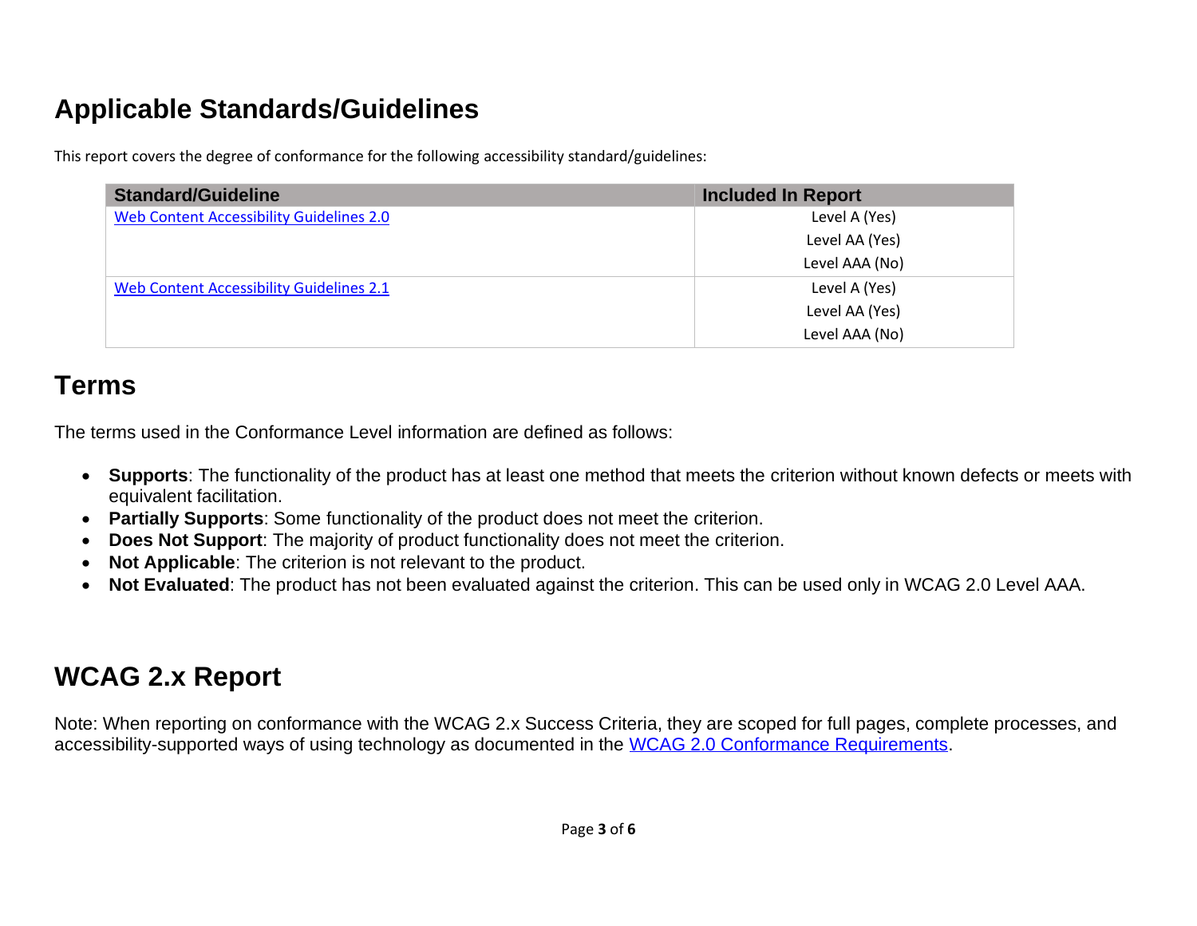## Applicable Standards/Guidelines

This report covers the degree of conformance for the following accessibility standard/guidelines:

| Standard/Guideline | Included In Report |
|---|---|
| [Web Content Accessibility Guidelines 2.0]() | Level A (Yes)<br>Level AA (Yes)<br>Level AAA (No) |
| [Web Content Accessibility Guidelines 2.1]() | Level A (Yes)<br>Level AA (Yes)<br>Level AAA (No) |

## Terms

The terms used in the Conformance Level information are defined as follows:

- **Supports**: The functionality of the product has at least one method that meets the criterion without known defects or meets with equivalent facilitation.
- **Partially Supports**: Some functionality of the product does not meet the criterion.
- **Does Not Support**: The majority of product functionality does not meet the criterion.
- **Not Applicable**: The criterion is not relevant to the product.
- **Not Evaluated**: The product has not been evaluated against the criterion. This can be used only in WCAG 2.0 Level AAA.

## WCAG 2.x Report

Note: When reporting on conformance with the WCAG 2.x Success Criteria, they are scoped for full pages, complete processes, and accessibility-supported ways of using technology as documented in the [WCAG 2.0 Conformance Requirements]().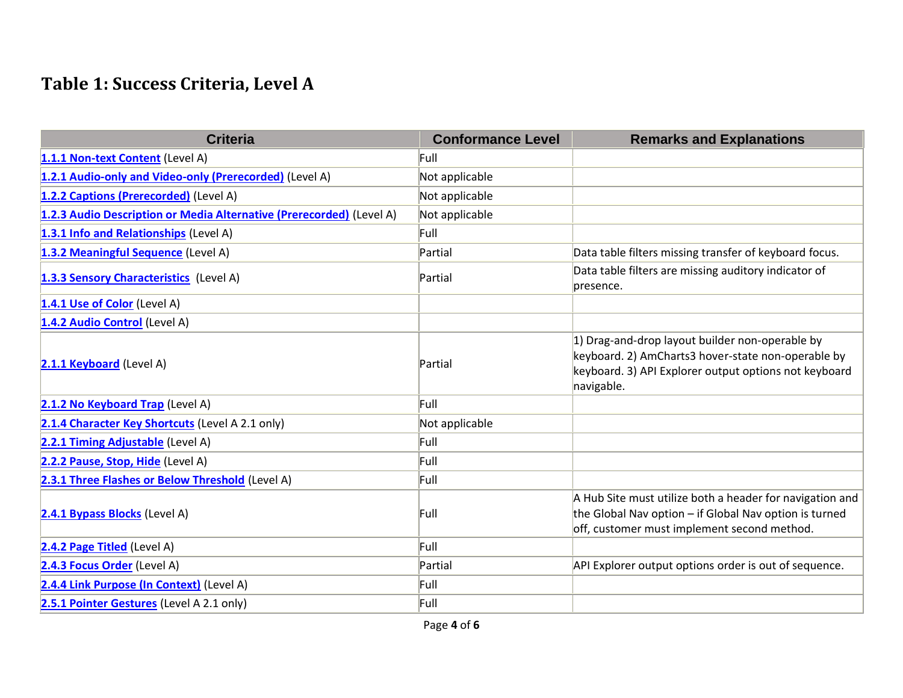# Table 1: Success Criteria, Level A

| Criteria | Conformance Level | Remarks and Explanations |
|---|---|---|
| 1.1.1 Non-text Content (Level A) | Full | |
| 1.2.1 Audio-only and Video-only (Prerecorded) (Level A) | Not applicable | |
| 1.2.2 Captions (Prerecorded) (Level A) | Not applicable | |
| 1.2.3 Audio Description or Media Alternative (Prerecorded) (Level A) | Not applicable | |
| 1.3.1 Info and Relationships (Level A) | Full | |
| 1.3.2 Meaningful Sequence (Level A) | Partial | Data table filters missing transfer of keyboard focus. |
| 1.3.3 Sensory Characteristics (Level A) | Partial | Data table filters are missing auditory indicator of presence. |
| 1.4.1 Use of Color (Level A) | | |
| 1.4.2 Audio Control (Level A) | | |
| 2.1.1 Keyboard (Level A) | Partial | 1) Drag-and-drop layout builder non-operable by keyboard. 2) AmCharts3 hover-state non-operable by keyboard. 3) API Explorer output options not keyboard navigable. |
| 2.1.2 No Keyboard Trap (Level A) | Full | |
| 2.1.4 Character Key Shortcuts (Level A 2.1 only) | Not applicable | |
| 2.2.1 Timing Adjustable (Level A) | Full | |
| 2.2.2 Pause, Stop, Hide (Level A) | Full | |
| 2.3.1 Three Flashes or Below Threshold (Level A) | Full | |
| 2.4.1 Bypass Blocks (Level A) | Full | A Hub Site must utilize both a header for navigation and the Global Nav option – if Global Nav option is turned off, customer must implement second method. |
| 2.4.2 Page Titled (Level A) | Full | |
| 2.4.3 Focus Order (Level A) | Partial | API Explorer output options order is out of sequence. |
| 2.4.4 Link Purpose (In Context) (Level A) | Full | |
| 2.5.1 Pointer Gestures (Level A 2.1 only) | Full | |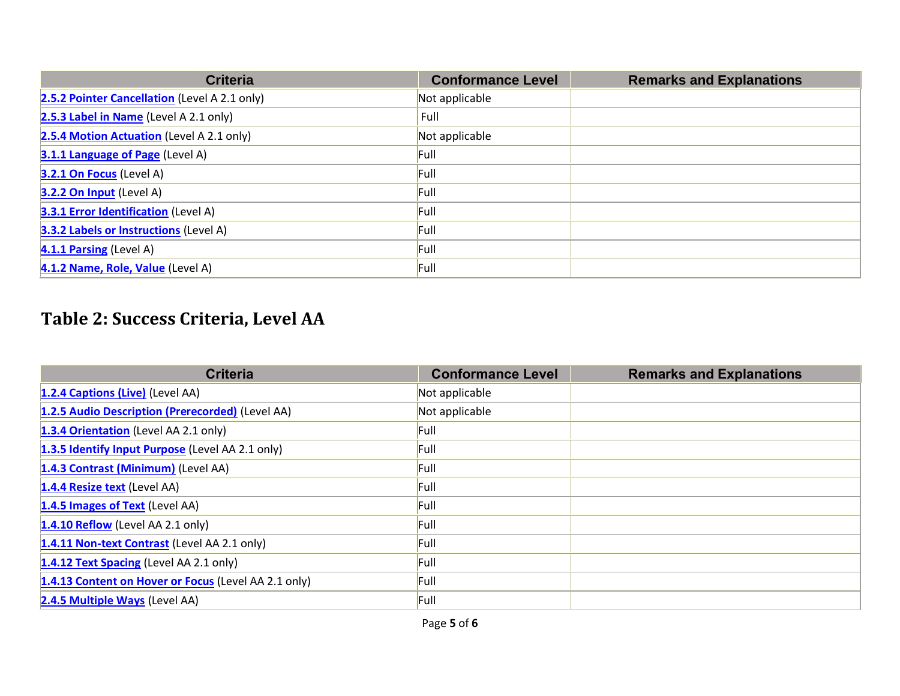| Criteria | Conformance Level | Remarks and Explanations |
|---|---|---|
| **2.5.2 Pointer Cancellation** (Level A 2.1 only) | Not applicable | |
| **2.5.3 Label in Name** (Level A 2.1 only) | Full | |
| **2.5.4 Motion Actuation** (Level A 2.1 only) | Not applicable | |
| **3.1.1 Language of Page** (Level A) | Full | |
| **3.2.1 On Focus** (Level A) | Full | |
| **3.2.2 On Input** (Level A) | Full | |
| **3.3.1 Error Identification** (Level A) | Full | |
| **3.3.2 Labels or Instructions** (Level A) | Full | |
| **4.1.1 Parsing** (Level A) | Full | |
| **4.1.2 Name, Role, Value** (Level A) | Full | |

## Table 2: Success Criteria, Level AA

| Criteria | Conformance Level | Remarks and Explanations |
|---|---|---|
| **1.2.4 Captions (Live)** (Level AA) | Not applicable | |
| **1.2.5 Audio Description (Prerecorded)** (Level AA) | Not applicable | |
| **1.3.4 Orientation** (Level AA 2.1 only) | Full | |
| **1.3.5 Identify Input Purpose** (Level AA 2.1 only) | Full | |
| **1.4.3 Contrast (Minimum)** (Level AA) | Full | |
| **1.4.4 Resize text** (Level AA) | Full | |
| **1.4.5 Images of Text** (Level AA) | Full | |
| **1.4.10 Reflow** (Level AA 2.1 only) | Full | |
| **1.4.11 Non-text Contrast** (Level AA 2.1 only) | Full | |
| **1.4.12 Text Spacing** (Level AA 2.1 only) | Full | |
| **1.4.13 Content on Hover or Focus** (Level AA 2.1 only) | Full | |
| **2.4.5 Multiple Ways** (Level AA) | Full | |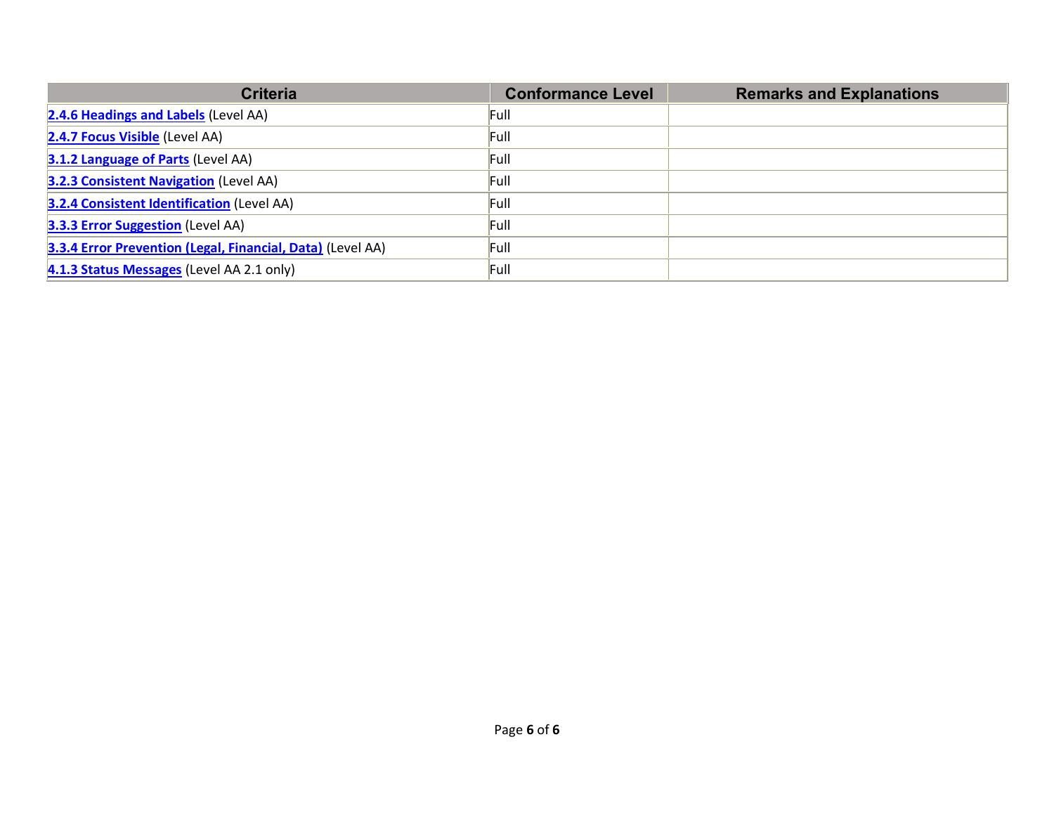| Criteria | Conformance Level | Remarks and Explanations |
| --- | --- | --- |
| **2.4.6 Headings and Labels** (Level AA) | Full | |
| **2.4.7 Focus Visible** (Level AA) | Full | |
| **3.1.2 Language of Parts** (Level AA) | Full | |
| **3.2.3 Consistent Navigation** (Level AA) | Full | |
| **3.2.4 Consistent Identification** (Level AA) | Full | |
| **3.3.3 Error Suggestion** (Level AA) | Full | |
| **3.3.4 Error Prevention (Legal, Financial, Data)** (Level AA) | Full | |
| **4.1.3 Status Messages** (Level AA 2.1 only) | Full | |